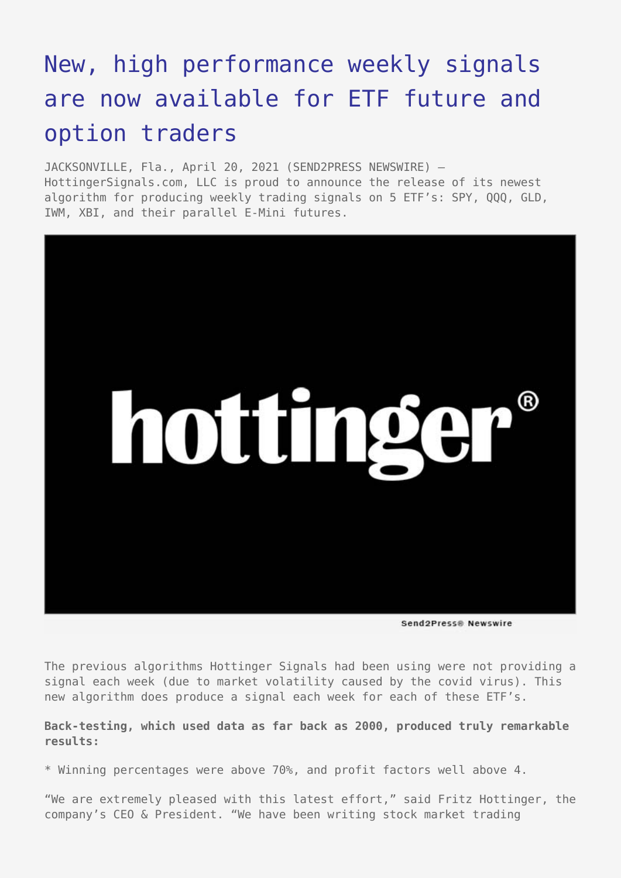# New, high performance weekly signals are now available for ETF future and option traders

JACKSONVILLE, Fla., April 20, 2021 (SEND2PRESS NEWSWIRE) — HottingerSignals.com, LLC is proud to announce the release of its newest algorithm for producing weekly trading signals on 5 ETF's: SPY, QQQ, GLD, IWM, XBI, and their parallel E-Mini futures.

The previous algorithms Hottinger Signals had been using were not providing a signal each week (due to market volatility caused by the covid virus). This new algorithm does produce a signal each week for each of these ETF's.

**Back-testing, which used data as far back as 2000, produced truly remarkable results:**

* Winning percentages were above 70%, and profit factors well above 4.

"We are extremely pleased with this latest effort," said Fritz Hottinger, the company's CEO & President. "We have been writing stock market trading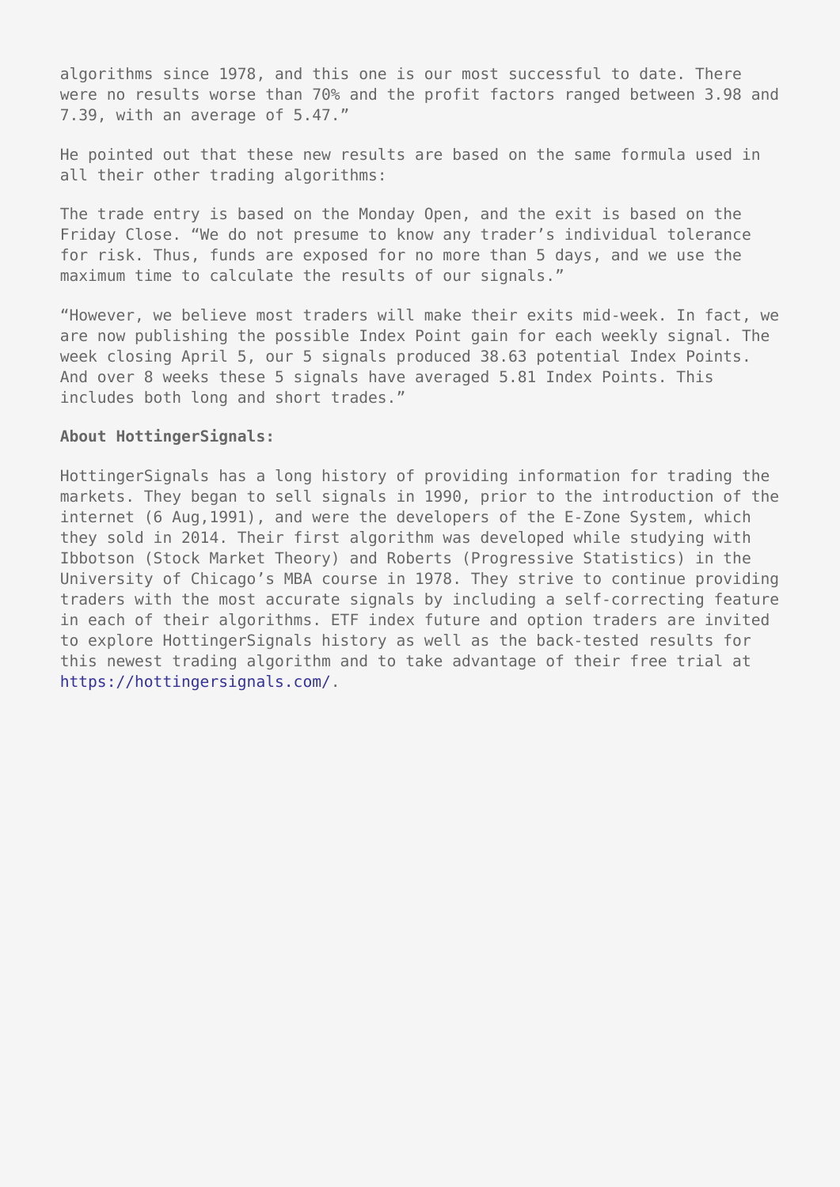algorithms since 1978, and this one is our most successful to date. There were no results worse than 70% and the profit factors ranged between 3.98 and 7.39, with an average of 5.47."

He pointed out that these new results are based on the same formula used in all their other trading algorithms:

The trade entry is based on the Monday Open, and the exit is based on the Friday Close. "We do not presume to know any trader's individual tolerance for risk. Thus, funds are exposed for no more than 5 days, and we use the maximum time to calculate the results of our signals."

"However, we believe most traders will make their exits mid-week. In fact, we are now publishing the possible Index Point gain for each weekly signal. The week closing April 5, our 5 signals produced 38.63 potential Index Points. And over 8 weeks these 5 signals have averaged 5.81 Index Points. This includes both long and short trades."

**About HottingerSignals:**

HottingerSignals has a long history of providing information for trading the markets. They began to sell signals in 1990, prior to the introduction of the internet (6 Aug,1991), and were the developers of the E-Zone System, which they sold in 2014. Their first algorithm was developed while studying with Ibbotson (Stock Market Theory) and Roberts (Progressive Statistics) in the University of Chicago's MBA course in 1978. They strive to continue providing traders with the most accurate signals by including a self-correcting feature in each of their algorithms. ETF index future and option traders are invited to explore HottingerSignals history as well as the back-tested results for this newest trading algorithm and to take advantage of their free trial at https://hottingersignals.com/.